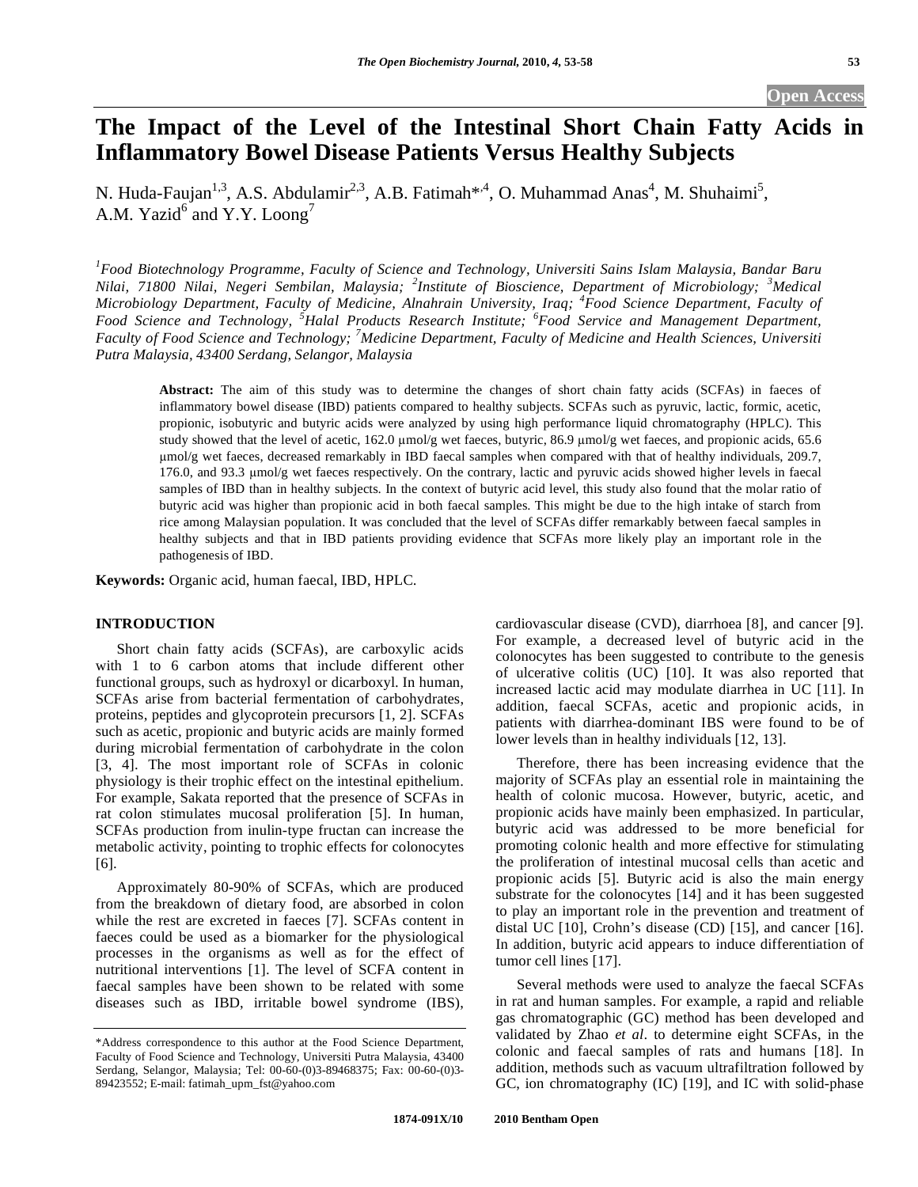# The Impact of the Level of the Intestinal Short Chain Fatty Acids in Inflammatory Bowel Disease Patients Versus Healthy Subjects

N. Huda-Faujan[1,3], A.S. Abdulamir[2,3], A.B. Fatimah*[,4], O. Muhammad Anas[4], M. Shuhaimi[5], A.M. Yazid[6] and Y.Y. Loong[7]

[1]Food Biotechnology Programme, Faculty of Science and Technology, Universiti Sains Islam Malaysia, Bandar Baru Nilai, 71800 Nilai, Negeri Sembilan, Malaysia; [2]Institute of Bioscience, Department of Microbiology; [3]Medical Microbiology Department, Faculty of Medicine, Alnahrain University, Iraq; [4]Food Science Department, Faculty of Food Science and Technology, [5]Halal Products Research Institute; [6]Food Service and Management Department, Faculty of Food Science and Technology; [7]Medicine Department, Faculty of Medicine and Health Sciences, Universiti Putra Malaysia, 43400 Serdang, Selangor, Malaysia

**Abstract:** The aim of this study was to determine the changes of short chain fatty acids (SCFAs) in faeces of inflammatory bowel disease (IBD) patients compared to healthy subjects. SCFAs such as pyruvic, lactic, formic, acetic, propionic, isobutyric and butyric acids were analyzed by using high performance liquid chromatography (HPLC). This study showed that the level of acetic, 162.0 μmol/g wet faeces, butyric, 86.9 μmol/g wet faeces, and propionic acids, 65.6 μmol/g wet faeces, decreased remarkably in IBD faecal samples when compared with that of healthy individuals, 209.7, 176.0, and 93.3 μmol/g wet faeces respectively. On the contrary, lactic and pyruvic acids showed higher levels in faecal samples of IBD than in healthy subjects. In the context of butyric acid level, this study also found that the molar ratio of butyric acid was higher than propionic acid in both faecal samples. This might be due to the high intake of starch from rice among Malaysian population. It was concluded that the level of SCFAs differ remarkably between faecal samples in healthy subjects and that in IBD patients providing evidence that SCFAs more likely play an important role in the pathogenesis of IBD.

**Keywords:** Organic acid, human faecal, IBD, HPLC.

## INTRODUCTION

Short chain fatty acids (SCFAs), are carboxylic acids with 1 to 6 carbon atoms that include different other functional groups, such as hydroxyl or dicarboxyl. In human, SCFAs arise from bacterial fermentation of carbohydrates, proteins, peptides and glycoprotein precursors [1, 2]. SCFAs such as acetic, propionic and butyric acids are mainly formed during microbial fermentation of carbohydrate in the colon [3, 4]. The most important role of SCFAs in colonic physiology is their trophic effect on the intestinal epithelium. For example, Sakata reported that the presence of SCFAs in rat colon stimulates mucosal proliferation [5]. In human, SCFAs production from inulin-type fructan can increase the metabolic activity, pointing to trophic effects for colonocytes [6].

Approximately 80-90% of SCFAs, which are produced from the breakdown of dietary food, are absorbed in colon while the rest are excreted in faeces [7]. SCFAs content in faeces could be used as a biomarker for the physiological processes in the organisms as well as for the effect of nutritional interventions [1]. The level of SCFA content in faecal samples have been shown to be related with some diseases such as IBD, irritable bowel syndrome (IBS), cardiovascular disease (CVD), diarrhoea [8], and cancer [9]. For example, a decreased level of butyric acid in the colonocytes has been suggested to contribute to the genesis of ulcerative colitis (UC) [10]. It was also reported that increased lactic acid may modulate diarrhea in UC [11]. In addition, faecal SCFAs, acetic and propionic acids, in patients with diarrhea-dominant IBS were found to be of lower levels than in healthy individuals [12, 13].

Therefore, there has been increasing evidence that the majority of SCFAs play an essential role in maintaining the health of colonic mucosa. However, butyric, acetic, and propionic acids have mainly been emphasized. In particular, butyric acid was addressed to be more beneficial for promoting colonic health and more effective for stimulating the proliferation of intestinal mucosal cells than acetic and propionic acids [5]. Butyric acid is also the main energy substrate for the colonocytes [14] and it has been suggested to play an important role in the prevention and treatment of distal UC [10], Crohn's disease (CD) [15], and cancer [16]. In addition, butyric acid appears to induce differentiation of tumor cell lines [17].

Several methods were used to analyze the faecal SCFAs in rat and human samples. For example, a rapid and reliable gas chromatographic (GC) method has been developed and validated by Zhao *et al*. to determine eight SCFAs, in the colonic and faecal samples of rats and humans [18]. In addition, methods such as vacuum ultrafiltration followed by GC, ion chromatography (IC) [19], and IC with solid-phase

*Address correspondence to this author at the Food Science Department, Faculty of Food Science and Technology, Universiti Putra Malaysia, 43400 Serdang, Selangor, Malaysia; Tel: 00-60-(0)3-89468375; Fax: 00-60-(0)3-89423552; E-mail: fatimah_upm_fst@yahoo.com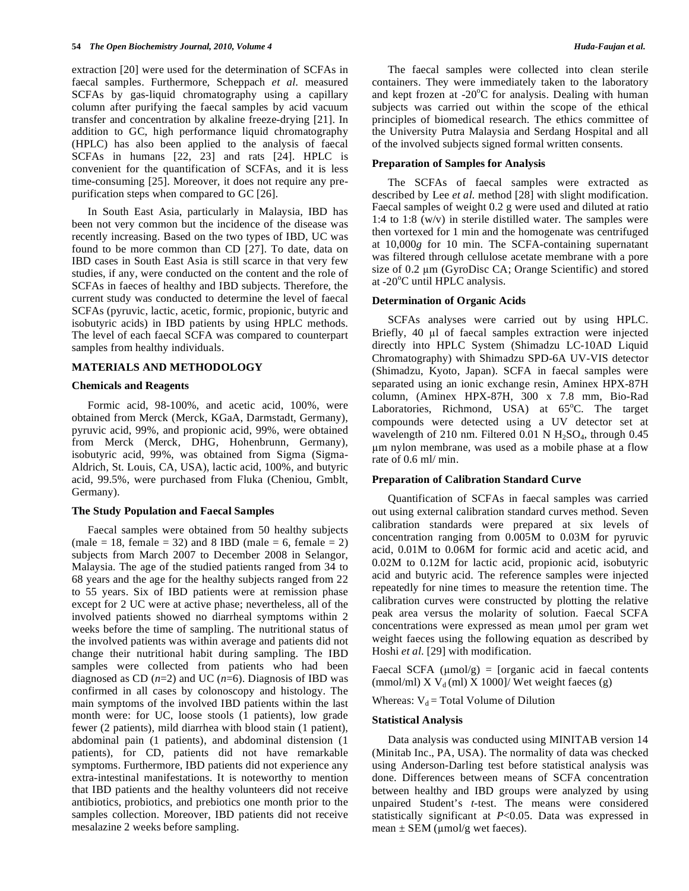extraction [20] were used for the determination of SCFAs in faecal samples. Furthermore, Scheppach *et al.* measured SCFAs by gas-liquid chromatography using a capillary column after purifying the faecal samples by acid vacuum transfer and concentration by alkaline freeze-drying [21]. In addition to GC, high performance liquid chromatography (HPLC) has also been applied to the analysis of faecal SCFAs in humans [22, 23] and rats [24]. HPLC is convenient for the quantification of SCFAs, and it is less time-consuming [25]. Moreover, it does not require any pre-purification steps when compared to GC [26].

In South East Asia, particularly in Malaysia, IBD has been not very common but the incidence of the disease was recently increasing. Based on the two types of IBD, UC was found to be more common than CD [27]. To date, data on IBD cases in South East Asia is still scarce in that very few studies, if any, were conducted on the content and the role of SCFAs in faeces of healthy and IBD subjects. Therefore, the current study was conducted to determine the level of faecal SCFAs (pyruvic, lactic, acetic, formic, propionic, butyric and isobutyric acids) in IBD patients by using HPLC methods. The level of each faecal SCFA was compared to counterpart samples from healthy individuals.

## MATERIALS AND METHODOLOGY

### Chemicals and Reagents

Formic acid, 98-100%, and acetic acid, 100%, were obtained from Merck (Merck, KGaA, Darmstadt, Germany), pyruvic acid, 99%, and propionic acid, 99%, were obtained from Merck (Merck, DHG, Hohenbrunn, Germany), isobutyric acid, 99%, was obtained from Sigma (Sigma-Aldrich, St. Louis, CA, USA), lactic acid, 100%, and butyric acid, 99.5%, were purchased from Fluka (Cheniou, Gmblt, Germany).

### The Study Population and Faecal Samples

Faecal samples were obtained from 50 healthy subjects (male = 18, female = 32) and 8 IBD (male = 6, female = 2) subjects from March 2007 to December 2008 in Selangor, Malaysia. The age of the studied patients ranged from 34 to 68 years and the age for the healthy subjects ranged from 22 to 55 years. Six of IBD patients were at remission phase except for 2 UC were at active phase; nevertheless, all of the involved patients showed no diarrheal symptoms within 2 weeks before the time of sampling. The nutritional status of the involved patients was within average and patients did not change their nutritional habit during sampling. The IBD samples were collected from patients who had been diagnosed as CD (*n*=2) and UC (*n*=6). Diagnosis of IBD was confirmed in all cases by colonoscopy and histology. The main symptoms of the involved IBD patients within the last month were: for UC, loose stools (1 patients), low grade fewer (2 patients), mild diarrhea with blood stain (1 patient), abdominal pain (1 patients), and abdominal distension (1 patients), for CD, patients did not have remarkable symptoms. Furthermore, IBD patients did not experience any extra-intestinal manifestations. It is noteworthy to mention that IBD patients and the healthy volunteers did not receive antibiotics, probiotics, and prebiotics one month prior to the samples collection. Moreover, IBD patients did not receive mesalazine 2 weeks before sampling.

The faecal samples were collected into clean sterile containers. They were immediately taken to the laboratory and kept frozen at -20°C for analysis. Dealing with human subjects was carried out within the scope of the ethical principles of biomedical research. The ethics committee of the University Putra Malaysia and Serdang Hospital and all of the involved subjects signed formal written consents.

### Preparation of Samples for Analysis

The SCFAs of faecal samples were extracted as described by Lee *et al.* method [28] with slight modification. Faecal samples of weight 0.2 g were used and diluted at ratio 1:4 to 1:8 (w/v) in sterile distilled water. The samples were then vortexed for 1 min and the homogenate was centrifuged at 10,000*g* for 10 min. The SCFA-containing supernatant was filtered through cellulose acetate membrane with a pore size of 0.2 µm (GyroDisc CA; Orange Scientific) and stored at -20°C until HPLC analysis.

### Determination of Organic Acids

SCFAs analyses were carried out by using HPLC. Briefly, 40 µl of faecal samples extraction were injected directly into HPLC System (Shimadzu LC-10AD Liquid Chromatography) with Shimadzu SPD-6A UV-VIS detector (Shimadzu, Kyoto, Japan). SCFA in faecal samples were separated using an ionic exchange resin, Aminex HPX-87H column, (Aminex HPX-87H, 300 x 7.8 mm, Bio-Rad Laboratories, Richmond, USA) at 65°C. The target compounds were detected using a UV detector set at wavelength of 210 nm. Filtered 0.01 N $H_2SO_4$, through 0.45 µm nylon membrane, was used as a mobile phase at a flow rate of 0.6 ml/ min.

### Preparation of Calibration Standard Curve

Quantification of SCFAs in faecal samples was carried out using external calibration standard curves method. Seven calibration standards were prepared at six levels of concentration ranging from 0.005M to 0.03M for pyruvic acid, 0.01M to 0.06M for formic acid and acetic acid, and 0.02M to 0.12M for lactic acid, propionic acid, isobutyric acid and butyric acid. The reference samples were injected repeatedly for nine times to measure the retention time. The calibration curves were constructed by plotting the relative peak area versus the molarity of solution. Faecal SCFA concentrations were expressed as mean µmol per gram wet weight faeces using the following equation as described by Hoshi *et al.* [29] with modification.

Faecal SCFA (µmol/g) = [organic acid in faecal contents (mmol/ml) X $V_d$ (ml) X 1000]/ Wet weight faeces (g)

Whereas: $V_d$ = Total Volume of Dilution

### Statistical Analysis

Data analysis was conducted using MINITAB version 14 (Minitab Inc., PA, USA). The normality of data was checked using Anderson-Darling test before statistical analysis was done. Differences between means of SCFA concentration between healthy and IBD groups were analyzed by using unpaired Student's *t*-test. The means were considered statistically significant at $P<0.05$. Data was expressed in mean ± SEM (µmol/g wet faeces).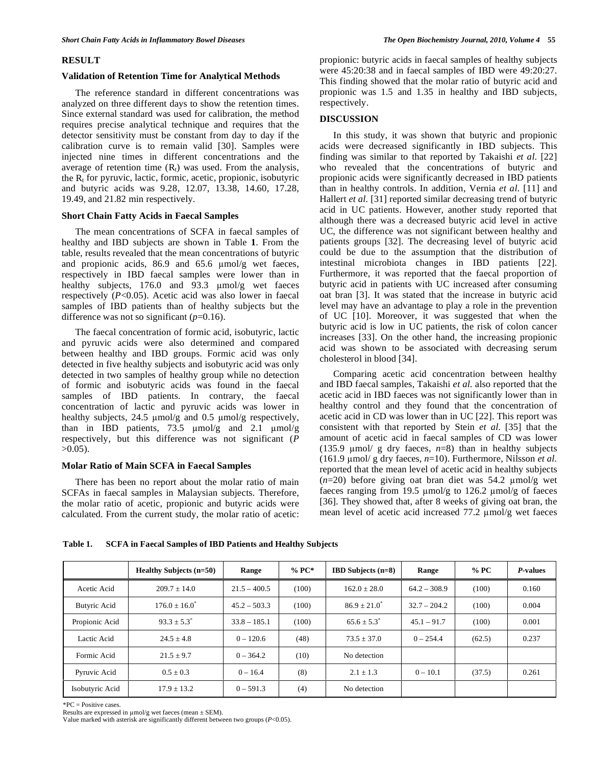## RESULT

### Validation of Retention Time for Analytical Methods

The reference standard in different concentrations was analyzed on three different days to show the retention times. Since external standard was used for calibration, the method requires precise analytical technique and requires that the detector sensitivity must be constant from day to day if the calibration curve is to remain valid [30]. Samples were injected nine times in different concentrations and the average of retention time ($R_t$) was used. From the analysis, the $R_t$ for pyruvic, lactic, formic, acetic, propionic, isobutyric and butyric acids was 9.28, 12.07, 13.38, 14.60, 17.28, 19.49, and 21.82 min respectively.

### Short Chain Fatty Acids in Faecal Samples

The mean concentrations of SCFA in faecal samples of healthy and IBD subjects are shown in Table **1**. From the table, results revealed that the mean concentrations of butyric and propionic acids, 86.9 and 65.6 μmol/g wet faeces, respectively in IBD faecal samples were lower than in healthy subjects, 176.0 and 93.3 μmol/g wet faeces respectively ($P<0.05$). Acetic acid was also lower in faecal samples of IBD patients than of healthy subjects but the difference was not so significant ($p=0.16$).

The faecal concentration of formic acid, isobutyric, lactic and pyruvic acids were also determined and compared between healthy and IBD groups. Formic acid was only detected in five healthy subjects and isobutyric acid was only detected in two samples of healthy group while no detection of formic and isobutyric acids was found in the faecal samples of IBD patients. In contrary, the faecal concentration of lactic and pyruvic acids was lower in healthy subjects, 24.5 μmol/g and 0.5 μmol/g respectively, than in IBD patients, 73.5 μmol/g and 2.1 μmol/g respectively, but this difference was not significant ($P>0.05$).

### Molar Ratio of Main SCFA in Faecal Samples

There has been no report about the molar ratio of main SCFAs in faecal samples in Malaysian subjects. Therefore, the molar ratio of acetic, propionic and butyric acids were calculated. From the current study, the molar ratio of acetic: propionic: butyric acids in faecal samples of healthy subjects were 45:20:38 and in faecal samples of IBD were 49:20:27. This finding showed that the molar ratio of butyric acid and propionic was 1.5 and 1.35 in healthy and IBD subjects, respectively.

## DISCUSSION

In this study, it was shown that butyric and propionic acids were decreased significantly in IBD subjects. This finding was similar to that reported by Takaishi *et al.* [22] who revealed that the concentrations of butyric and propionic acids were significantly decreased in IBD patients than in healthy controls. In addition, Vernia *et al.* [11] and Hallert *et al.* [31] reported similar decreasing trend of butyric acid in UC patients. However, another study reported that although there was a decreased butyric acid level in active UC, the difference was not significant between healthy and patients groups [32]. The decreasing level of butyric acid could be due to the assumption that the distribution of intestinal microbiota changes in IBD patients [22]. Furthermore, it was reported that the faecal proportion of butyric acid in patients with UC increased after consuming oat bran [3]. It was stated that the increase in butyric acid level may have an advantage to play a role in the prevention of UC [10]. Moreover, it was suggested that when the butyric acid is low in UC patients, the risk of colon cancer increases [33]. On the other hand, the increasing propionic acid was shown to be associated with decreasing serum cholesterol in blood [34].

Comparing acetic acid concentration between healthy and IBD faecal samples, Takaishi *et al.* also reported that the acetic acid in IBD faeces was not significantly lower than in healthy control and they found that the concentration of acetic acid in CD was lower than in UC [22]. This report was consistent with that reported by Stein *et al.* [35] that the amount of acetic acid in faecal samples of CD was lower (135.9 μmol/ g dry faeces, $n=8$) than in healthy subjects (161.9 μmol/ g dry faeces, $n=10$). Furthermore, Nilsson *et al.* reported that the mean level of acetic acid in healthy subjects ($n=20$) before giving oat bran diet was 54.2 μmol/g wet faeces ranging from 19.5 μmol/g to 126.2 μmol/g of faeces [36]. They showed that, after 8 weeks of giving oat bran, the mean level of acetic acid increased 77.2 μmol/g wet faeces

**Table 1. SCFA in Faecal Samples of IBD Patients and Healthy Subjects**

| | Healthy Subjects (n=50) | Range | % PC* | IBD Subjects (n=8) | Range | % PC | *P*-values |
|---|---|---|---|---|---|---|---|
| Acetic Acid | 209.7 ± 14.0 | 21.5 – 400.5 | (100) | 162.0 ± 28.0 | 64.2 – 308.9 | (100) | 0.160 |
| Butyric Acid | 176.0 ± 16.0* | 45.2 – 503.3 | (100) | 86.9 ± 21.0* | 32.7 – 204.2 | (100) | 0.004 |
| Propionic Acid | 93.3 ± 5.3* | 33.8 – 185.1 | (100) | 65.6 ± 5.3* | 45.1 – 91.7 | (100) | 0.001 |
| Lactic Acid | 24.5 ± 4.8 | 0 – 120.6 | (48) | 73.5 ± 37.0 | 0 – 254.4 | (62.5) | 0.237 |
| Formic Acid | 21.5 ± 9.7 | 0 – 364.2 | (10) | No detection | | | |
| Pyruvic Acid | 0.5 ± 0.3 | 0 – 16.4 | (8) | 2.1 ± 1.3 | 0 – 10.1 | (37.5) | 0.261 |
| Isobutyric Acid | 17.9 ± 13.2 | 0 – 591.3 | (4) | No detection | | | |

*PC = Positive cases.
Results are expressed in μmol/g wet faeces (mean ± SEM).
Value marked with asterisk are significantly different between two groups ($P<0.05$).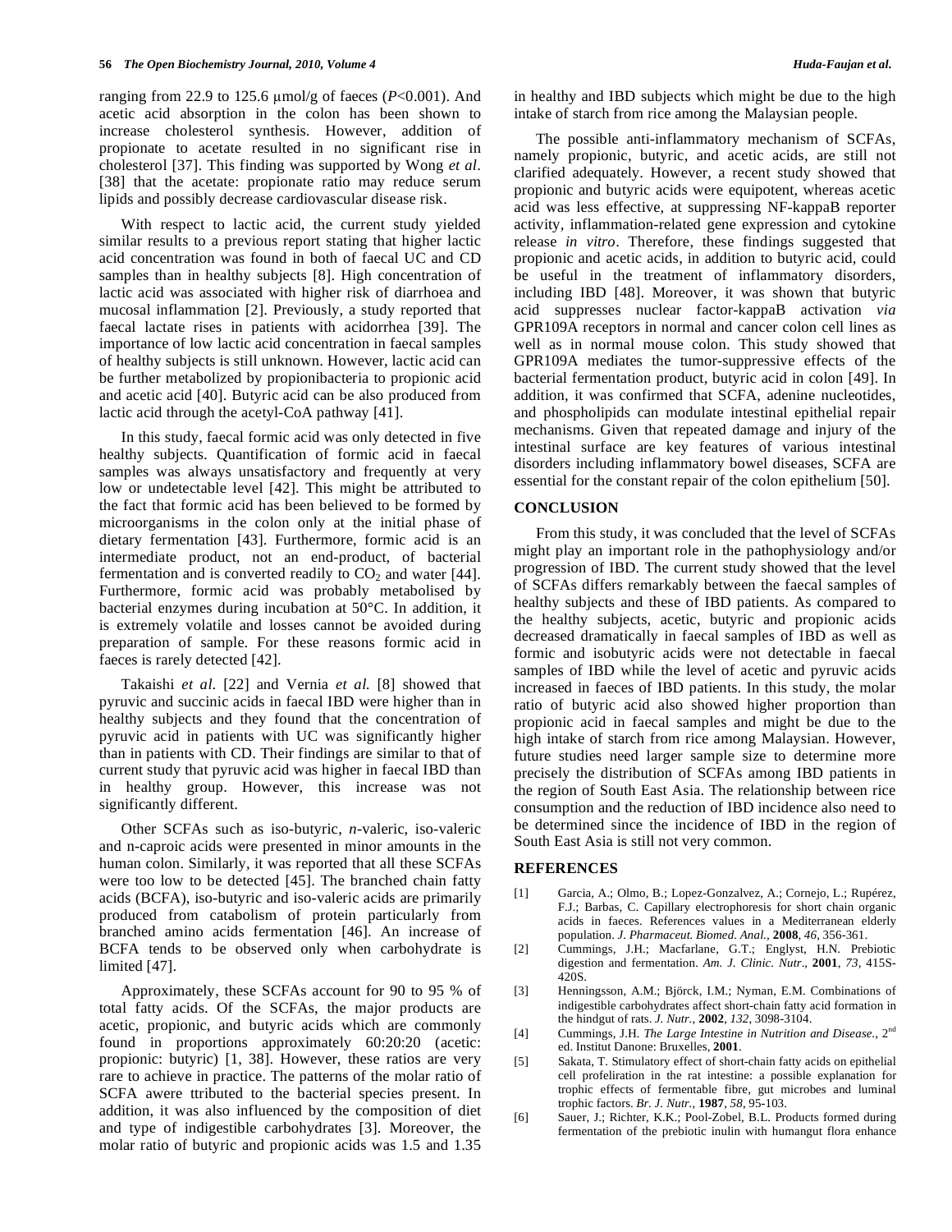ranging from 22.9 to 125.6 μmol/g of faeces ($P<0.001$). And acetic acid absorption in the colon has been shown to increase cholesterol synthesis. However, addition of propionate to acetate resulted in no significant rise in cholesterol [37]. This finding was supported by Wong *et al*. [38] that the acetate: propionate ratio may reduce serum lipids and possibly decrease cardiovascular disease risk.

With respect to lactic acid, the current study yielded similar results to a previous report stating that higher lactic acid concentration was found in both of faecal UC and CD samples than in healthy subjects [8]. High concentration of lactic acid was associated with higher risk of diarrhoea and mucosal inflammation [2]. Previously, a study reported that faecal lactate rises in patients with acidorrhea [39]. The importance of low lactic acid concentration in faecal samples of healthy subjects is still unknown. However, lactic acid can be further metabolized by propionibacteria to propionic acid and acetic acid [40]. Butyric acid can be also produced from lactic acid through the acetyl-CoA pathway [41].

In this study, faecal formic acid was only detected in five healthy subjects. Quantification of formic acid in faecal samples was always unsatisfactory and frequently at very low or undetectable level [42]. This might be attributed to the fact that formic acid has been believed to be formed by microorganisms in the colon only at the initial phase of dietary fermentation [43]. Furthermore, formic acid is an intermediate product, not an end-product, of bacterial fermentation and is converted readily to $CO_2$ and water [44]. Furthermore, formic acid was probably metabolised by bacterial enzymes during incubation at 50°C. In addition, it is extremely volatile and losses cannot be avoided during preparation of sample. For these reasons formic acid in faeces is rarely detected [42].

Takaishi *et al.* [22] and Vernia *et al.* [8] showed that pyruvic and succinic acids in faecal IBD were higher than in healthy subjects and they found that the concentration of pyruvic acid in patients with UC was significantly higher than in patients with CD. Their findings are similar to that of current study that pyruvic acid was higher in faecal IBD than in healthy group. However, this increase was not significantly different.

Other SCFAs such as iso-butyric, *n*-valeric, iso-valeric and n-caproic acids were presented in minor amounts in the human colon. Similarly, it was reported that all these SCFAs were too low to be detected [45]. The branched chain fatty acids (BCFA), iso-butyric and iso-valeric acids are primarily produced from catabolism of protein particularly from branched amino acids fermentation [46]. An increase of BCFA tends to be observed only when carbohydrate is limited [47].

Approximately, these SCFAs account for 90 to 95 % of total fatty acids. Of the SCFAs, the major products are acetic, propionic, and butyric acids which are commonly found in proportions approximately 60:20:20 (acetic: propionic: butyric) [1, 38]. However, these ratios are very rare to achieve in practice. The patterns of the molar ratio of SCFA awere ttributed to the bacterial species present. In addition, it was also influenced by the composition of diet and type of indigestible carbohydrates [3]. Moreover, the molar ratio of butyric and propionic acids was 1.5 and 1.35 in healthy and IBD subjects which might be due to the high intake of starch from rice among the Malaysian people.

The possible anti-inflammatory mechanism of SCFAs, namely propionic, butyric, and acetic acids, are still not clarified adequately. However, a recent study showed that propionic and butyric acids were equipotent, whereas acetic acid was less effective, at suppressing NF-kappaB reporter activity, inflammation-related gene expression and cytokine release *in vitro*. Therefore, these findings suggested that propionic and acetic acids, in addition to butyric acid, could be useful in the treatment of inflammatory disorders, including IBD [48]. Moreover, it was shown that butyric acid suppresses nuclear factor-kappaB activation *via* GPR109A receptors in normal and cancer colon cell lines as well as in normal mouse colon. This study showed that GPR109A mediates the tumor-suppressive effects of the bacterial fermentation product, butyric acid in colon [49]. In addition, it was confirmed that SCFA, adenine nucleotides, and phospholipids can modulate intestinal epithelial repair mechanisms. Given that repeated damage and injury of the intestinal surface are key features of various intestinal disorders including inflammatory bowel diseases, SCFA are essential for the constant repair of the colon epithelium [50].

## CONCLUSION

From this study, it was concluded that the level of SCFAs might play an important role in the pathophysiology and/or progression of IBD. The current study showed that the level of SCFAs differs remarkably between the faecal samples of healthy subjects and these of IBD patients. As compared to the healthy subjects, acetic, butyric and propionic acids decreased dramatically in faecal samples of IBD as well as formic and isobutyric acids were not detectable in faecal samples of IBD while the level of acetic and pyruvic acids increased in faeces of IBD patients. In this study, the molar ratio of butyric acid also showed higher proportion than propionic acid in faecal samples and might be due to the high intake of starch from rice among Malaysian. However, future studies need larger sample size to determine more precisely the distribution of SCFAs among IBD patients in the region of South East Asia. The relationship between rice consumption and the reduction of IBD incidence also need to be determined since the incidence of IBD in the region of South East Asia is still not very common.

## REFERENCES

[1] Garcia, A.; Olmo, B.; Lopez-Gonzalvez, A.; Cornejo, L.; Rupérez, F.J.; Barbas, C. Capillary electrophoresis for short chain organic acids in faeces. References values in a Mediterranean elderly population. *J. Pharmaceut. Biomed. Anal.*, **2008**, *46*, 356-361.

[2] Cummings, J.H.; Macfarlane, G.T.; Englyst, H.N. Prebiotic digestion and fermentation. *Am. J. Clinic. Nutr*., **2001**, *73*, 415S-420S.

[3] Henningsson, A.M.; Björck, I.M.; Nyman, E.M. Combinations of indigestible carbohydrates affect short-chain fatty acid formation in the hindgut of rats. *J. Nutr.*, **2002**, *132*, 3098-3104.

[4] Cummings, J.H. *The Large Intestine in Nutrition and Disease.*, 2nd ed. Institut Danone: Bruxelles, **2001**.

[5] Sakata, T. Stimulatory effect of short-chain fatty acids on epithelial cell profeliration in the rat intestine: a possible explanation for trophic effects of fermentable fibre, gut microbes and luminal trophic factors. *Br. J. Nutr.*, **1987**, *58*, 95-103.

[6] Sauer, J.; Richter, K.K.; Pool-Zobel, B.L. Products formed during fermentation of the prebiotic inulin with humangut flora enhance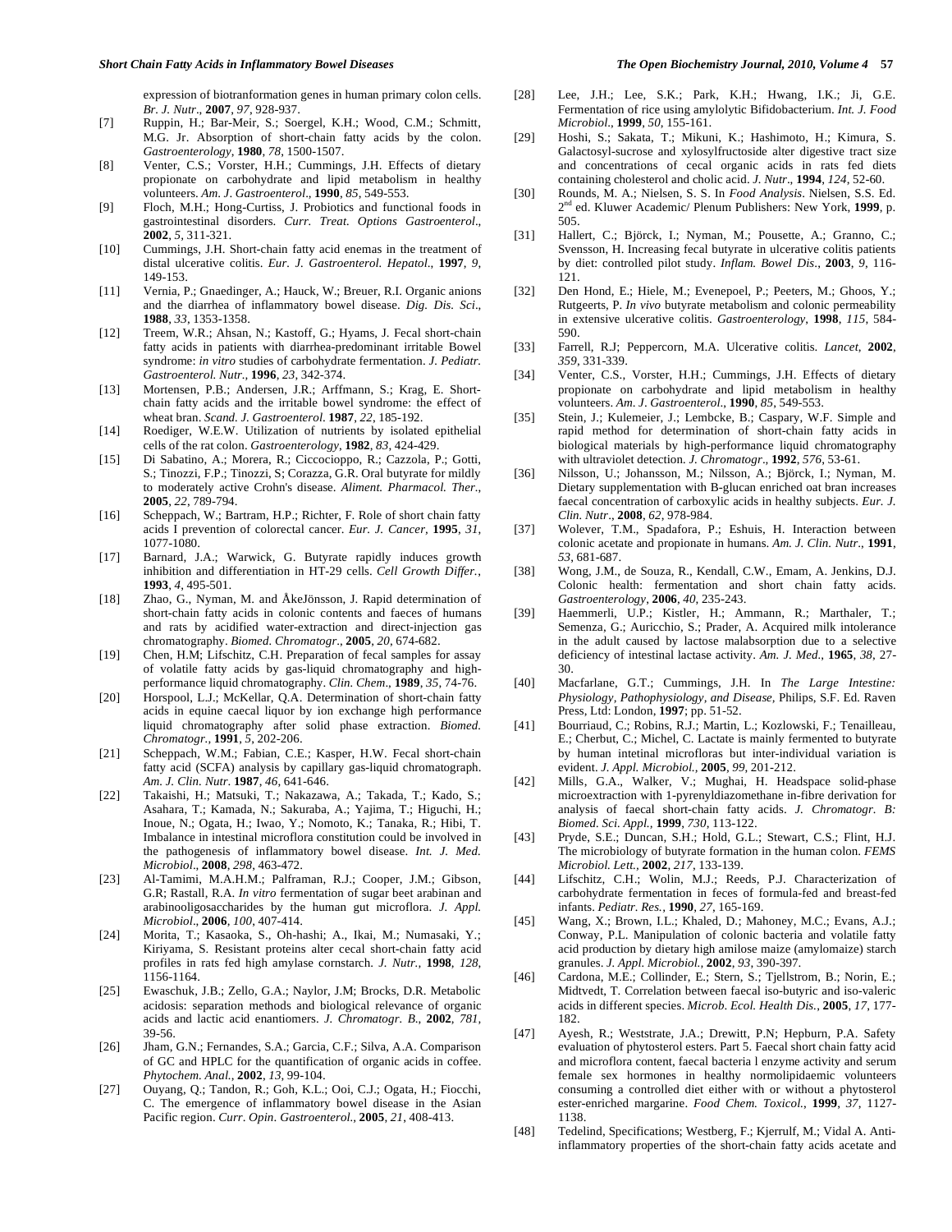expression of biotranformation genes in human primary colon cells. *Br. J. Nutr*., **2007**, *97*, 928-937.

[7] Ruppin, H.; Bar-Meir, S.; Soergel, K.H.; Wood, C.M.; Schmitt, M.G. Jr. Absorption of short-chain fatty acids by the colon. *Gastroenterology*, **1980**, *78*, 1500-1507.

[8] Venter, C.S.; Vorster, H.H.; Cummings, J.H. Effects of dietary propionate on carbohydrate and lipid metabolism in healthy volunteers. *Am. J. Gastroenterol*., **1990**, *85*, 549-553.

[9] Floch, M.H.; Hong-Curtiss, J. Probiotics and functional foods in gastrointestinal disorders. *Curr. Treat. Options Gastroenterol*., **2002**, *5*, 311-321.

[10] Cummings, J.H. Short-chain fatty acid enemas in the treatment of distal ulcerative colitis. *Eur. J. Gastroenterol. Hepatol*., **1997**, *9*, 149-153.

[11] Vernia, P.; Gnaedinger, A.; Hauck, W.; Breuer, R.I. Organic anions and the diarrhea of inflammatory bowel disease. *Dig. Dis. Sci*., **1988**, *33*, 1353-1358.

[12] Treem, W.R.; Ahsan, N.; Kastoff, G.; Hyams, J. Fecal short-chain fatty acids in patients with diarrhea-predominant irritable Bowel syndrome: *in vitro* studies of carbohydrate fermentation. *J. Pediatr. Gastroenterol. Nutr*., **1996**, *23*, 342-374.

[13] Mortensen, P.B.; Andersen, J.R.; Arffmann, S.; Krag, E. Short-chain fatty acids and the irritable bowel syndrome: the effect of wheat bran. *Scand. J. Gastroenterol*. **1987**, *22*, 185-192.

[14] Roediger, W.E.W. Utilization of nutrients by isolated epithelial cells of the rat colon. *Gastroenterology*, **1982**, *83*, 424-429.

[15] Di Sabatino, A.; Morera, R.; Ciccocioppo, R.; Cazzola, P.; Gotti, S.; Tinozzi, F.P.; Tinozzi, S; Corazza, G.R. Oral butyrate for mildly to moderately active Crohn's disease. *Aliment. Pharmacol. Ther*., **2005**, *22*, 789-794.

[16] Scheppach, W.; Bartram, H.P.; Richter, F. Role of short chain fatty acids I prevention of colorectal cancer. *Eur. J. Cancer*, **1995**, *31*, 1077-1080.

[17] Barnard, J.A.; Warwick, G. Butyrate rapidly induces growth inhibition and differentiation in HT-29 cells. *Cell Growth Differ.*, **1993**, *4*, 495-501.

[18] Zhao, G., Nyman, M. and ÅkeJönsson, J. Rapid determination of short-chain fatty acids in colonic contents and faeces of humans and rats by acidified water-extraction and direct-injection gas chromatography. *Biomed. Chromatogr*., **2005**, *20*, 674-682.

[19] Chen, H.M; Lifschitz, C.H. Preparation of fecal samples for assay of volatile fatty acids by gas-liquid chromatography and high-performance liquid chromatography. *Clin. Chem*., **1989**, *35*, 74-76.

[20] Horspool, L.J.; McKellar, Q.A. Determination of short-chain fatty acids in equine caecal liquor by ion exchange high performance liquid chromatography after solid phase extraction. *Biomed. Chromatogr.*, **1991**, *5*, 202-206.

[21] Scheppach, W.M.; Fabian, C.E.; Kasper, H.W. Fecal short-chain fatty acid (SCFA) analysis by capillary gas-liquid chromatograph. *Am. J. Clin. Nutr*. **1987**, *46*, 641-646.

[22] Takaishi, H.; Matsuki, T.; Nakazawa, A.; Takada, T.; Kado, S.; Asahara, T.; Kamada, N.; Sakuraba, A.; Yajima, T.; Higuchi, H.; Inoue, N.; Ogata, H.; Iwao, Y.; Nomoto, K.; Tanaka, R.; Hibi, T. Imbalance in intestinal microflora constitution could be involved in the pathogenesis of inflammatory bowel disease. *Int. J. Med. Microbiol*., **2008**, *298*, 463-472.

[23] Al-Tamimi, M.A.H.M.; Palframan, R.J.; Cooper, J.M.; Gibson, G.R; Rastall, R.A. *In vitro* fermentation of sugar beet arabinan and arabinooligosaccharides by the human gut microflora. *J. Appl. Microbiol*., **2006**, *100*, 407-414.

[24] Morita, T.; Kasaoka, S., Oh-hashi; A., Ikai, M.; Numasaki, Y.; Kiriyama, S. Resistant proteins alter cecal short-chain fatty acid profiles in rats fed high amylase cornstarch. *J. Nutr.*, **1998**, *128*, 1156-1164.

[25] Ewaschuk, J.B.; Zello, G.A.; Naylor, J.M; Brocks, D.R. Metabolic acidosis: separation methods and biological relevance of organic acids and lactic acid enantiomers. *J. Chromatogr. B.*, **2002**, *781*, 39-56.

[26] Jham, G.N.; Fernandes, S.A.; Garcia, C.F.; Silva, A.A. Comparison of GC and HPLC for the quantification of organic acids in coffee. *Phytochem. Anal.*, **2002**, *13*, 99-104.

[27] Ouyang, Q.; Tandon, R.; Goh, K.L.; Ooi, C.J.; Ogata, H.; Fiocchi, C. The emergence of inflammatory bowel disease in the Asian Pacific region. *Curr. Opin. Gastroenterol.*, **2005**, *21*, 408-413.

[28] Lee, J.H.; Lee, S.K.; Park, K.H.; Hwang, I.K.; Ji, G.E. Fermentation of rice using amylolytic Bifidobacterium. *Int. J. Food Microbiol*., **1999**, *50*, 155-161.

[29] Hoshi, S.; Sakata, T.; Mikuni, K.; Hashimoto, H.; Kimura, S. Galactosyl-sucrose and xylosylfructoside alter digestive tract size and concentrations of cecal organic acids in rats fed diets containing cholesterol and cholic acid. *J. Nutr*., **1994**, *124*, 52-60.

[30] Rounds, M. A.; Nielsen, S. S. In *Food Analysis*. Nielsen, S.S. Ed. 2nd ed. Kluwer Academic/ Plenum Publishers: New York, **1999**, p. 505.

[31] Hallert, C.; Björck, I.; Nyman, M.; Pousette, A.; Granno, C.; Svensson, H. Increasing fecal butyrate in ulcerative colitis patients by diet: controlled pilot study. *Inflam. Bowel Dis*., **2003**, *9*, 116-121.

[32] Den Hond, E.; Hiele, M.; Evenepoel, P.; Peeters, M.; Ghoos, Y.; Rutgeerts, P. *In vivo* butyrate metabolism and colonic permeability in extensive ulcerative colitis. *Gastroenterology*, **1998**, *115*, 584-590.

[33] Farrell, R.J; Peppercorn, M.A. Ulcerative colitis. *Lancet*, **2002**, *359*, 331-339.

[34] Venter, C.S., Vorster, H.H.; Cummings, J.H. Effects of dietary propionate on carbohydrate and lipid metabolism in healthy volunteers. *Am. J. Gastroenterol*., **1990**, *85*, 549-553.

[35] Stein, J.; Kulemeier, J.; Lembcke, B.; Caspary, W.F. Simple and rapid method for determination of short-chain fatty acids in biological materials by high-performance liquid chromatography with ultraviolet detection. *J. Chromatogr*., **1992**, *576*, 53-61.

[36] Nilsson, U.; Johansson, M.; Nilsson, A.; Björck, I.; Nyman, M. Dietary supplementation with B-glucan enriched oat bran increases faecal concentration of carboxylic acids in healthy subjects. *Eur. J. Clin. Nutr*., **2008**, *62*, 978-984.

[37] Wolever, T.M., Spadafora, P.; Eshuis, H. Interaction between colonic acetate and propionate in humans. *Am. J. Clin. Nutr*., **1991**, *53*, 681-687.

[38] Wong, J.M., de Souza, R., Kendall, C.W., Emam, A. Jenkins, D.J. Colonic health: fermentation and short chain fatty acids. *Gastroenterology*, **2006**, *40*, 235-243.

[39] Haemmerli, U.P.; Kistler, H.; Ammann, R.; Marthaler, T.; Semenza, G.; Auricchio, S.; Prader, A. Acquired milk intolerance in the adult caused by lactose malabsorption due to a selective deficiency of intestinal lactase activity. *Am. J. Med*., **1965**, *38*, 27-30.

[40] Macfarlane, G.T.; Cummings, J.H. In *The Large Intestine: Physiology, Pathophysiology, and Disease*, Philips, S.F. Ed. Raven Press, Ltd: London, **1997**; pp. 51-52.

[41] Bourriaud, C.; Robins, R.J.; Martin, L.; Kozlowski, F.; Tenailleau, E.; Cherbut, C.; Michel, C. Lactate is mainly fermented to butyrate by human intetinal microfloras but inter-individual variation is evident. *J. Appl. Microbiol.*, **2005**, *99*, 201-212.

[42] Mills, G.A., Walker, V.; Mughai, H. Headspace solid-phase microextraction with 1-pyrenyldiazomethane in-fibre derivation for analysis of faecal short-chain fatty acids. *J. Chromatogr. B: Biomed. Sci. Appl.*, **1999**, *730*, 113-122.

[43] Pryde, S.E.; Duncan, S.H.; Hold, G.L.; Stewart, C.S.; Flint, H.J. The microbiology of butyrate formation in the human colon. *FEMS Microbiol. Lett.*, **2002**, *217*, 133-139.

[44] Lifschitz, C.H.; Wolin, M.J.; Reeds, P.J. Characterization of carbohydrate fermentation in feces of formula-fed and breast-fed infants. *Pediatr. Res.*, **1990**, *27*, 165-169.

[45] Wang, X.; Brown, I.L.; Khaled, D.; Mahoney, M.C.; Evans, A.J.; Conway, P.L. Manipulation of colonic bacteria and volatile fatty acid production by dietary high amilose maize (amylomaize) starch granules. *J. Appl. Microbiol.*, **2002**, *93*, 390-397.

[46] Cardona, M.E.; Collinder, E.; Stern, S.; Tjellstrom, B.; Norin, E.; Midtvedt, T. Correlation between faecal iso-butyric and iso-valeric acids in different species. *Microb. Ecol. Health Dis.*, **2005**, *17*, 177-182.

[47] Ayesh, R.; Weststrate, J.A.; Drewitt, P.N; Hepburn, P.A. Safety evaluation of phytosterol esters. Part 5. Faecal short chain fatty acid and microflora content, faecal bacteria l enzyme activity and serum female sex hormones in healthy normolipidaemic volunteers consuming a controlled diet either with or without a phytosterol ester-enriched margarine. *Food Chem. Toxicol.*, **1999**, *37*, 1127-1138.

[48] Tedelind, Specifications; Westberg, F.; Kjerrulf, M.; Vidal A. Anti-inflammatory properties of the short-chain fatty acids acetate and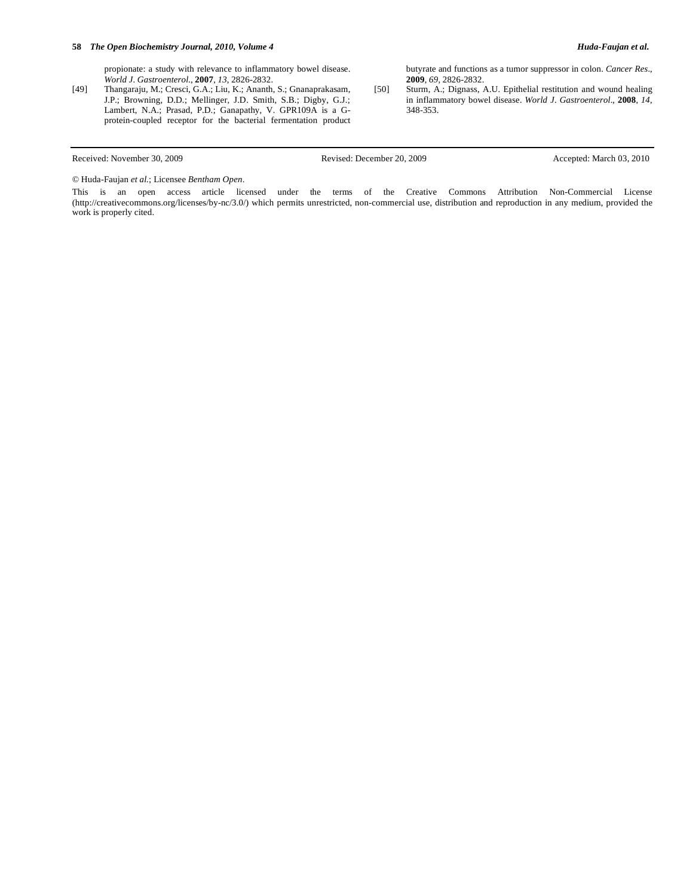propionate: a study with relevance to inflammatory bowel disease. *World J. Gastroenterol.*, **2007**, *13*, 2826-2832.

[49] Thangaraju, M.; Cresci, G.A.; Liu, K.; Ananth, S.; Gnanaprakasam, J.P.; Browning, D.D.; Mellinger, J.D. Smith, S.B.; Digby, G.J.; Lambert, N.A.; Prasad, P.D.; Ganapathy, V. GPR109A is a G-protein-coupled receptor for the bacterial fermentation product butyrate and functions as a tumor suppressor in colon. *Cancer Res.*, **2009**, *69*, 2826-2832.

[50] Sturm, A.; Dignass, A.U. Epithelial restitution and wound healing in inflammatory bowel disease. *World J. Gastroenterol.*, **2008**, *14*, 348-353.

---

Received: November 30, 2009 Revised: December 20, 2009 Accepted: March 03, 2010

© Huda-Faujan *et al.*; Licensee *Bentham Open*.

This is an open access article licensed under the terms of the Creative Commons Attribution Non-Commercial License (http://creativecommons.org/licenses/by-nc/3.0/) which permits unrestricted, non-commercial use, distribution and reproduction in any medium, provided the work is properly cited.